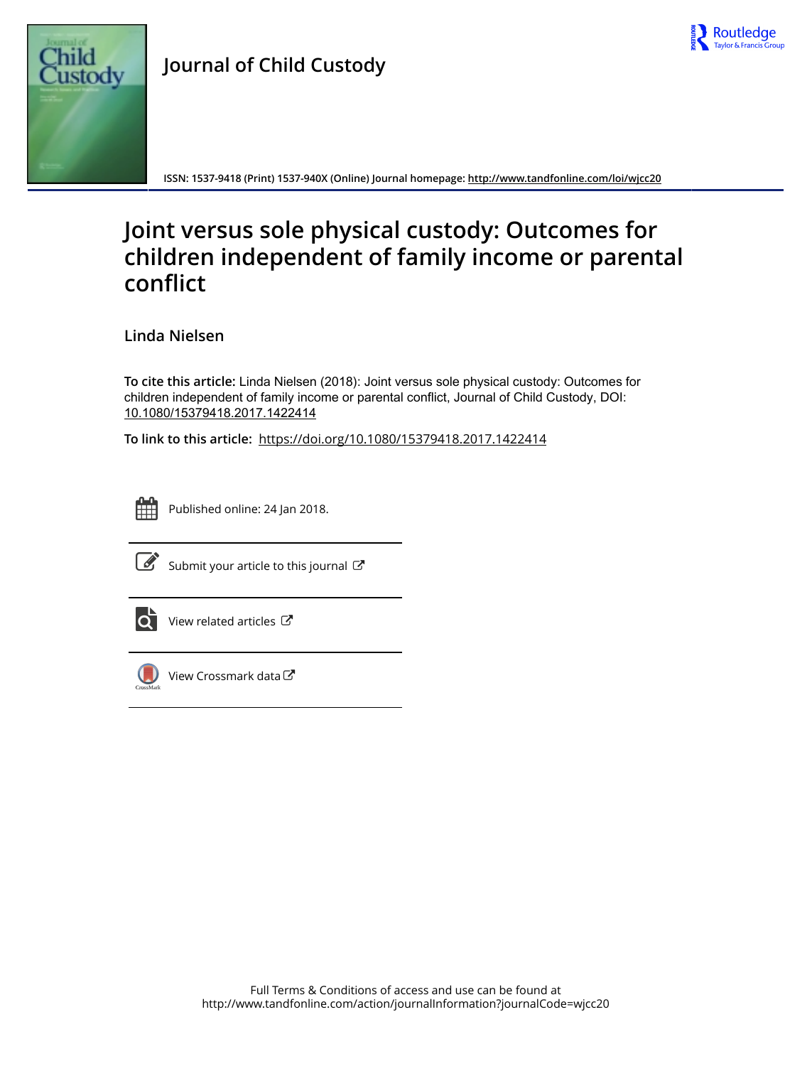# Journal of Child Custody

ISSN: 1537-9418 (Print) 1537-940X (Online) Journal homepage: http://www.tandfonline.com/loi/wjcc20

## Joint versus sole physical custody: Outcomes for children independent of family income or parental conflict

**Linda Nielsen**

**To cite this article:** Linda Nielsen (2018): Joint versus sole physical custody: Outcomes for children independent of family income or parental conflict, Journal of Child Custody, DOI: 10.1080/15379418.2017.1422414

**To link to this article:** https://doi.org/10.1080/15379418.2017.1422414

Published online: 24 Jan 2018.

Submit your article to this journal

View related articles

View Crossmark data

Full Terms & Conditions of access and use can be found at
http://www.tandfonline.com/action/journalInformation?journalCode=wjcc20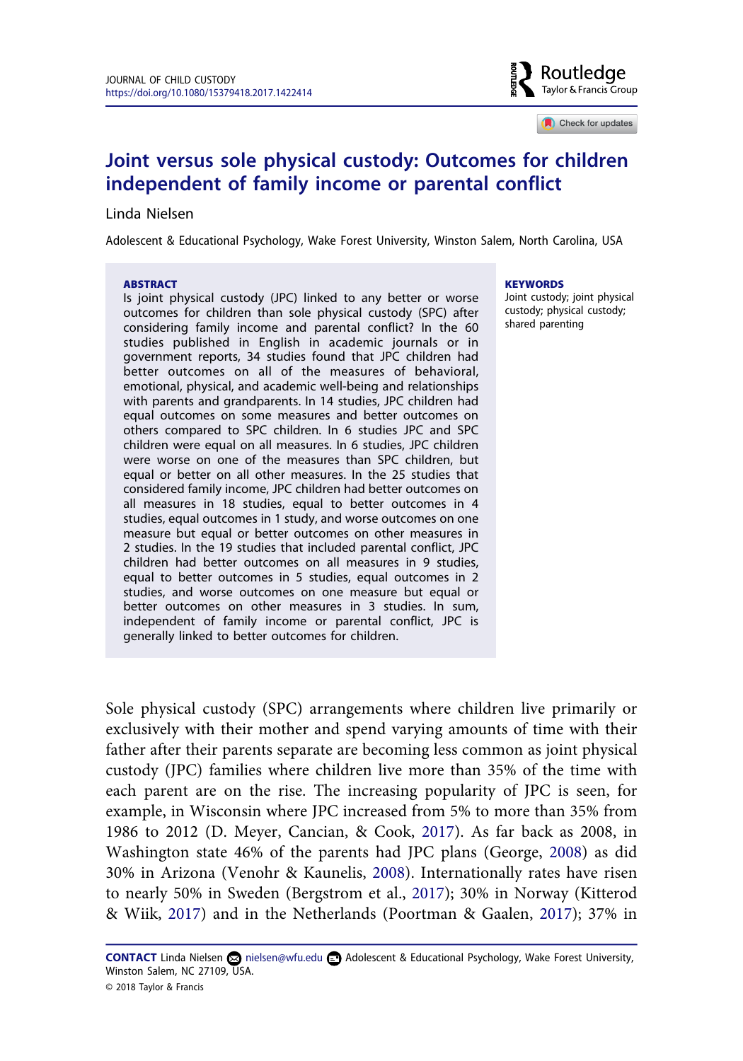# Joint versus sole physical custody: Outcomes for children independent of family income or parental conflict

Linda Nielsen

Adolescent & Educational Psychology, Wake Forest University, Winston Salem, North Carolina, USA

**ABSTRACT**

Is joint physical custody (JPC) linked to any better or worse outcomes for children than sole physical custody (SPC) after considering family income and parental conflict? In the 60 studies published in English in academic journals or in government reports, 34 studies found that JPC children had better outcomes on all of the measures of behavioral, emotional, physical, and academic well-being and relationships with parents and grandparents. In 14 studies, JPC children had equal outcomes on some measures and better outcomes on others compared to SPC children. In 6 studies JPC and SPC children were equal on all measures. In 6 studies, JPC children were worse on one of the measures than SPC children, but equal or better on all other measures. In the 25 studies that considered family income, JPC children had better outcomes on all measures in 18 studies, equal to better outcomes in 4 studies, equal outcomes in 1 study, and worse outcomes on one measure but equal or better outcomes on other measures in 2 studies. In the 19 studies that included parental conflict, JPC children had better outcomes on all measures in 9 studies, equal to better outcomes in 5 studies, equal outcomes in 2 studies, and worse outcomes on one measure but equal or better outcomes on other measures in 3 studies. In sum, independent of family income or parental conflict, JPC is generally linked to better outcomes for children.

**KEYWORDS**

Joint custody; joint physical custody; physical custody; shared parenting

Sole physical custody (SPC) arrangements where children live primarily or exclusively with their mother and spend varying amounts of time with their father after their parents separate are becoming less common as joint physical custody (JPC) families where children live more than 35% of the time with each parent are on the rise. The increasing popularity of JPC is seen, for example, in Wisconsin where JPC increased from 5% to more than 35% from 1986 to 2012 (D. Meyer, Cancian, & Cook, 2017). As far back as 2008, in Washington state 46% of the parents had JPC plans (George, 2008) as did 30% in Arizona (Venohr & Kaunelis, 2008). Internationally rates have risen to nearly 50% in Sweden (Bergstrom et al., 2017); 30% in Norway (Kitterod & Wiik, 2017) and in the Netherlands (Poortman & Gaalen, 2017); 37% in

**CONTACT** Linda Nielsen nielsen@wfu.edu Adolescent & Educational Psychology, Wake Forest University, Winston Salem, NC 27109, USA.

© 2018 Taylor & Francis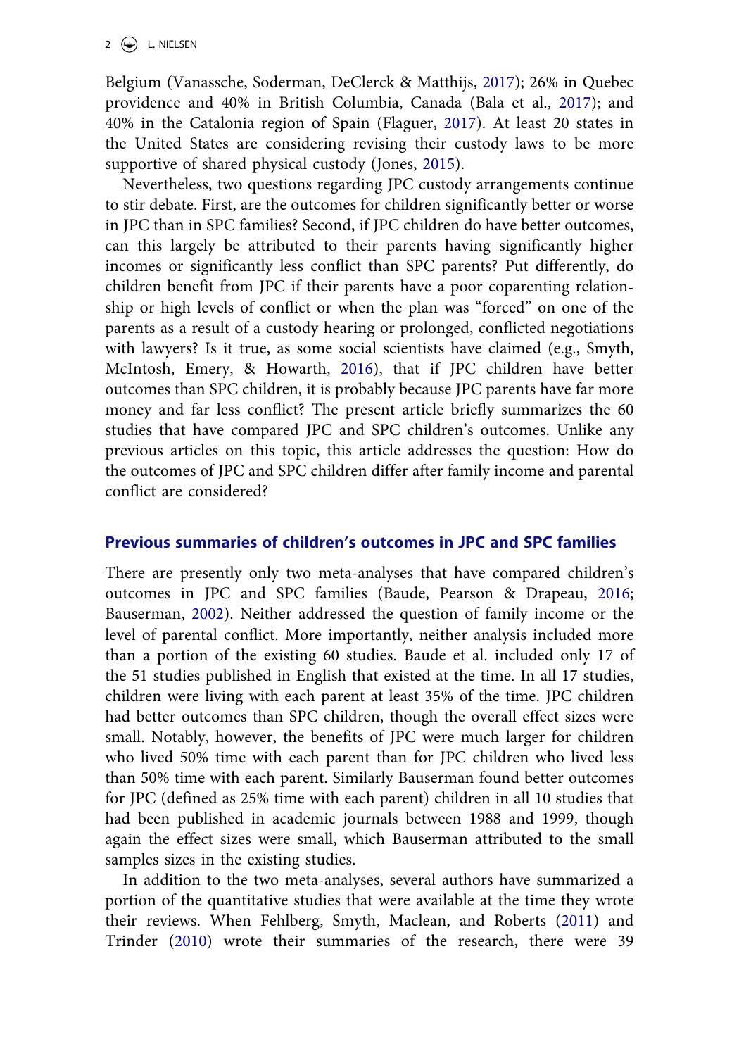Belgium (Vanassche, Soderman, DeClerck & Matthijs, 2017); 26% in Quebec providence and 40% in British Columbia, Canada (Bala et al., 2017); and 40% in the Catalonia region of Spain (Flaguer, 2017). At least 20 states in the United States are considering revising their custody laws to be more supportive of shared physical custody (Jones, 2015).

Nevertheless, two questions regarding JPC custody arrangements continue to stir debate. First, are the outcomes for children significantly better or worse in JPC than in SPC families? Second, if JPC children do have better outcomes, can this largely be attributed to their parents having significantly higher incomes or significantly less conflict than SPC parents? Put differently, do children benefit from JPC if their parents have a poor coparenting relationship or high levels of conflict or when the plan was "forced" on one of the parents as a result of a custody hearing or prolonged, conflicted negotiations with lawyers? Is it true, as some social scientists have claimed (e.g., Smyth, McIntosh, Emery, & Howarth, 2016), that if JPC children have better outcomes than SPC children, it is probably because JPC parents have far more money and far less conflict? The present article briefly summarizes the 60 studies that have compared JPC and SPC children's outcomes. Unlike any previous articles on this topic, this article addresses the question: How do the outcomes of JPC and SPC children differ after family income and parental conflict are considered?

## Previous summaries of children's outcomes in JPC and SPC families

There are presently only two meta-analyses that have compared children's outcomes in JPC and SPC families (Baude, Pearson & Drapeau, 2016; Bauserman, 2002). Neither addressed the question of family income or the level of parental conflict. More importantly, neither analysis included more than a portion of the existing 60 studies. Baude et al. included only 17 of the 51 studies published in English that existed at the time. In all 17 studies, children were living with each parent at least 35% of the time. JPC children had better outcomes than SPC children, though the overall effect sizes were small. Notably, however, the benefits of JPC were much larger for children who lived 50% time with each parent than for JPC children who lived less than 50% time with each parent. Similarly Bauserman found better outcomes for JPC (defined as 25% time with each parent) children in all 10 studies that had been published in academic journals between 1988 and 1999, though again the effect sizes were small, which Bauserman attributed to the small samples sizes in the existing studies.

In addition to the two meta-analyses, several authors have summarized a portion of the quantitative studies that were available at the time they wrote their reviews. When Fehlberg, Smyth, Maclean, and Roberts (2011) and Trinder (2010) wrote their summaries of the research, there were 39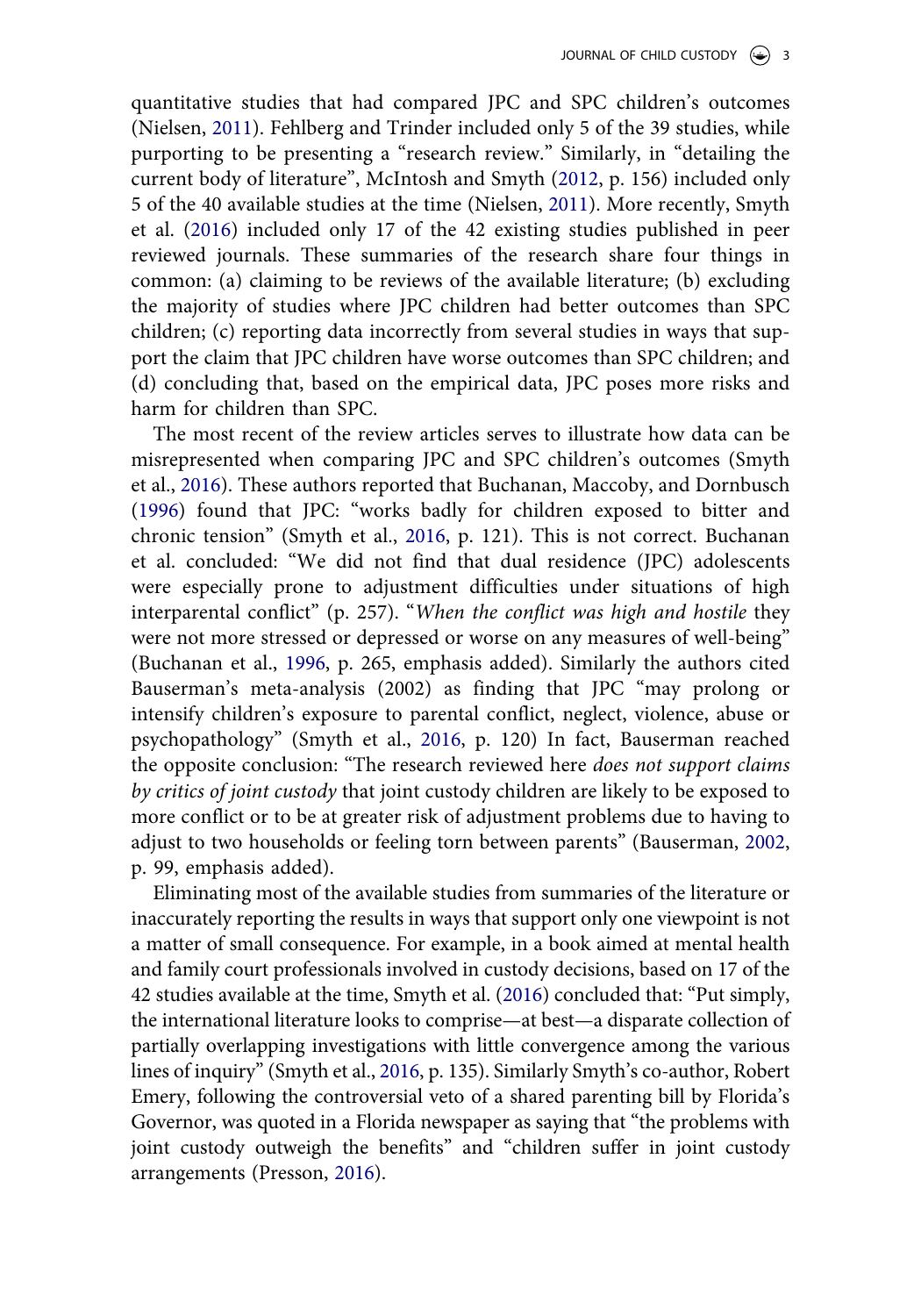quantitative studies that had compared JPC and SPC children's outcomes (Nielsen, 2011). Fehlberg and Trinder included only 5 of the 39 studies, while purporting to be presenting a "research review." Similarly, in "detailing the current body of literature", McIntosh and Smyth (2012, p. 156) included only 5 of the 40 available studies at the time (Nielsen, 2011). More recently, Smyth et al. (2016) included only 17 of the 42 existing studies published in peer reviewed journals. These summaries of the research share four things in common: (a) claiming to be reviews of the available literature; (b) excluding the majority of studies where JPC children had better outcomes than SPC children; (c) reporting data incorrectly from several studies in ways that support the claim that JPC children have worse outcomes than SPC children; and (d) concluding that, based on the empirical data, JPC poses more risks and harm for children than SPC.

The most recent of the review articles serves to illustrate how data can be misrepresented when comparing JPC and SPC children's outcomes (Smyth et al., 2016). These authors reported that Buchanan, Maccoby, and Dornbusch (1996) found that JPC: "works badly for children exposed to bitter and chronic tension" (Smyth et al., 2016, p. 121). This is not correct. Buchanan et al. concluded: "We did not find that dual residence (JPC) adolescents were especially prone to adjustment difficulties under situations of high interparental conflict" (p. 257). "*When the conflict was high and hostile* they were not more stressed or depressed or worse on any measures of well-being" (Buchanan et al., 1996, p. 265, emphasis added). Similarly the authors cited Bauserman's meta-analysis (2002) as finding that JPC "may prolong or intensify children's exposure to parental conflict, neglect, violence, abuse or psychopathology" (Smyth et al., 2016, p. 120) In fact, Bauserman reached the opposite conclusion: "The research reviewed here *does not support claims by critics of joint custody* that joint custody children are likely to be exposed to more conflict or to be at greater risk of adjustment problems due to having to adjust to two households or feeling torn between parents" (Bauserman, 2002, p. 99, emphasis added).

Eliminating most of the available studies from summaries of the literature or inaccurately reporting the results in ways that support only one viewpoint is not a matter of small consequence. For example, in a book aimed at mental health and family court professionals involved in custody decisions, based on 17 of the 42 studies available at the time, Smyth et al. (2016) concluded that: "Put simply, the international literature looks to comprise—at best—a disparate collection of partially overlapping investigations with little convergence among the various lines of inquiry" (Smyth et al., 2016, p. 135). Similarly Smyth's co-author, Robert Emery, following the controversial veto of a shared parenting bill by Florida's Governor, was quoted in a Florida newspaper as saying that "the problems with joint custody outweigh the benefits" and "children suffer in joint custody arrangements (Presson, 2016).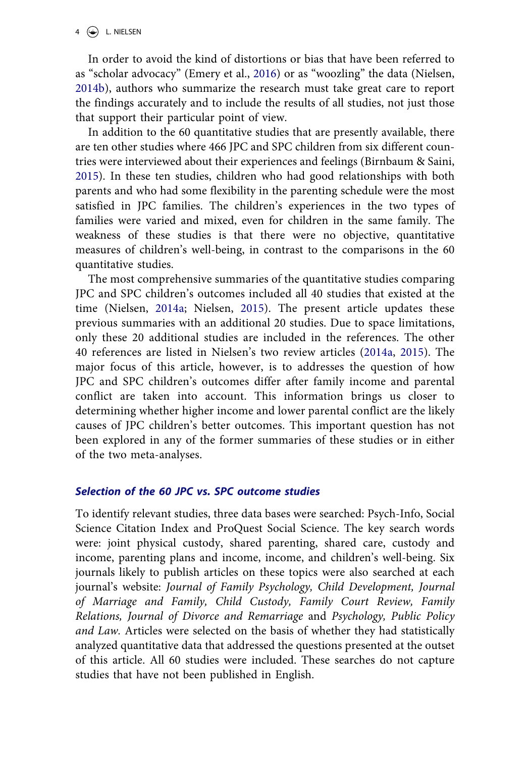In order to avoid the kind of distortions or bias that have been referred to as "scholar advocacy" (Emery et al., 2016) or as "woozling" the data (Nielsen, 2014b), authors who summarize the research must take great care to report the findings accurately and to include the results of all studies, not just those that support their particular point of view.

In addition to the 60 quantitative studies that are presently available, there are ten other studies where 466 JPC and SPC children from six different countries were interviewed about their experiences and feelings (Birnbaum & Saini, 2015). In these ten studies, children who had good relationships with both parents and who had some flexibility in the parenting schedule were the most satisfied in JPC families. The children's experiences in the two types of families were varied and mixed, even for children in the same family. The weakness of these studies is that there were no objective, quantitative measures of children's well-being, in contrast to the comparisons in the 60 quantitative studies.

The most comprehensive summaries of the quantitative studies comparing JPC and SPC children's outcomes included all 40 studies that existed at the time (Nielsen, 2014a; Nielsen, 2015). The present article updates these previous summaries with an additional 20 studies. Due to space limitations, only these 20 additional studies are included in the references. The other 40 references are listed in Nielsen's two review articles (2014a, 2015). The major focus of this article, however, is to addresses the question of how JPC and SPC children's outcomes differ after family income and parental conflict are taken into account. This information brings us closer to determining whether higher income and lower parental conflict are the likely causes of JPC children's better outcomes. This important question has not been explored in any of the former summaries of these studies or in either of the two meta-analyses.

### *Selection of the 60 JPC vs. SPC outcome studies*

To identify relevant studies, three data bases were searched: Psych-Info, Social Science Citation Index and ProQuest Social Science. The key search words were: joint physical custody, shared parenting, shared care, custody and income, parenting plans and income, income, and children's well-being. Six journals likely to publish articles on these topics were also searched at each journal's website: *Journal of Family Psychology, Child Development, Journal of Marriage and Family, Child Custody, Family Court Review, Family Relations, Journal of Divorce and Remarriage* and *Psychology, Public Policy and Law.* Articles were selected on the basis of whether they had statistically analyzed quantitative data that addressed the questions presented at the outset of this article. All 60 studies were included. These searches do not capture studies that have not been published in English.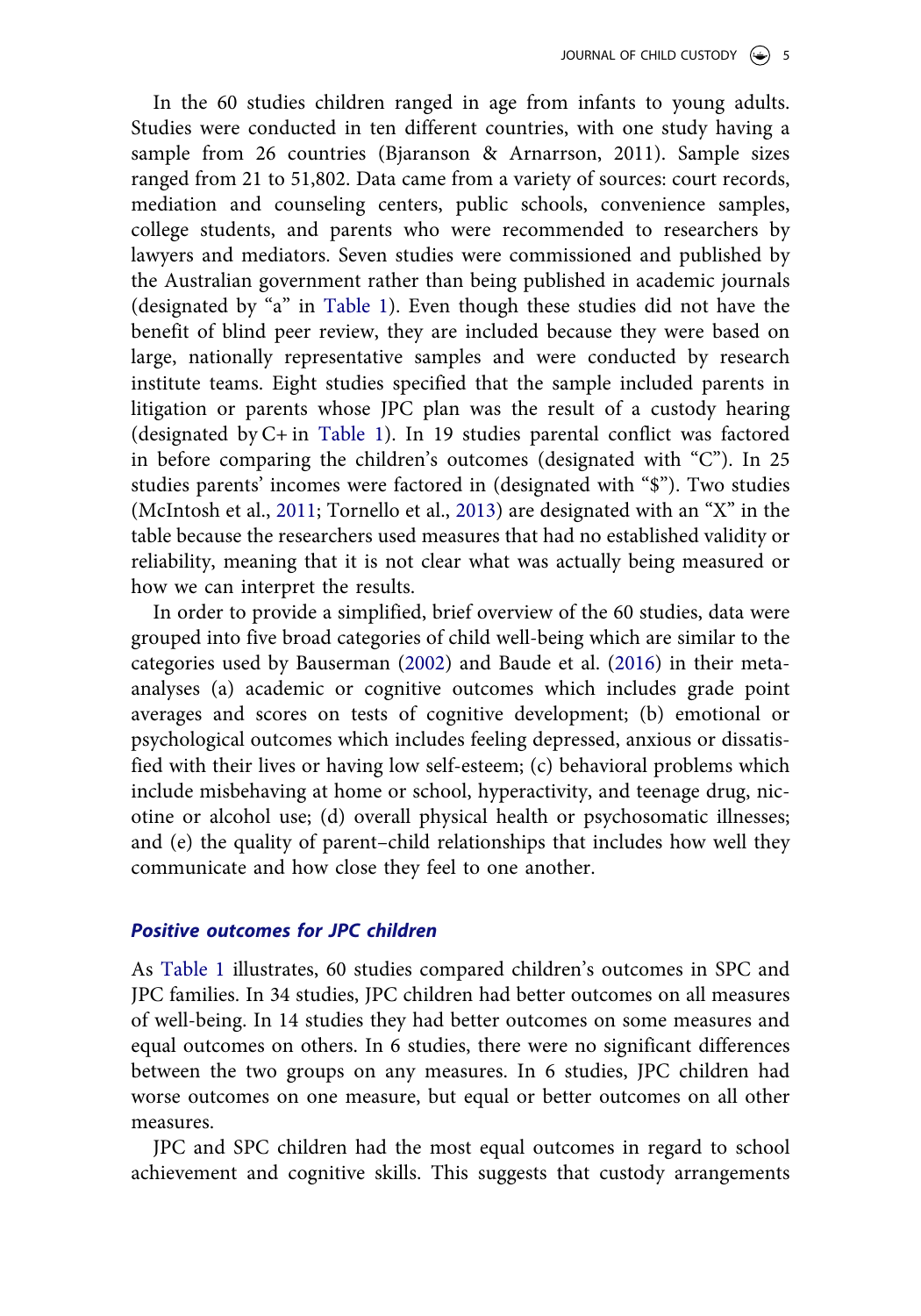In the 60 studies children ranged in age from infants to young adults. Studies were conducted in ten different countries, with one study having a sample from 26 countries (Bjaranson & Arnarrson, 2011). Sample sizes ranged from 21 to 51,802. Data came from a variety of sources: court records, mediation and counseling centers, public schools, convenience samples, college students, and parents who were recommended to researchers by lawyers and mediators. Seven studies were commissioned and published by the Australian government rather than being published in academic journals (designated by "a" in Table 1). Even though these studies did not have the benefit of blind peer review, they are included because they were based on large, nationally representative samples and were conducted by research institute teams. Eight studies specified that the sample included parents in litigation or parents whose JPC plan was the result of a custody hearing (designated by C+ in Table 1). In 19 studies parental conflict was factored in before comparing the children's outcomes (designated with "C"). In 25 studies parents' incomes were factored in (designated with "$"). Two studies (McIntosh et al., 2011; Tornello et al., 2013) are designated with an "X" in the table because the researchers used measures that had no established validity or reliability, meaning that it is not clear what was actually being measured or how we can interpret the results.

In order to provide a simplified, brief overview of the 60 studies, data were grouped into five broad categories of child well-being which are similar to the categories used by Bauserman (2002) and Baude et al. (2016) in their meta-analyses (a) academic or cognitive outcomes which includes grade point averages and scores on tests of cognitive development; (b) emotional or psychological outcomes which includes feeling depressed, anxious or dissatisfied with their lives or having low self-esteem; (c) behavioral problems which include misbehaving at home or school, hyperactivity, and teenage drug, nicotine or alcohol use; (d) overall physical health or psychosomatic illnesses; and (e) the quality of parent–child relationships that includes how well they communicate and how close they feel to one another.

### *Positive outcomes for JPC children*

As Table 1 illustrates, 60 studies compared children's outcomes in SPC and JPC families. In 34 studies, JPC children had better outcomes on all measures of well-being. In 14 studies they had better outcomes on some measures and equal outcomes on others. In 6 studies, there were no significant differences between the two groups on any measures. In 6 studies, JPC children had worse outcomes on one measure, but equal or better outcomes on all other measures.

JPC and SPC children had the most equal outcomes in regard to school achievement and cognitive skills. This suggests that custody arrangements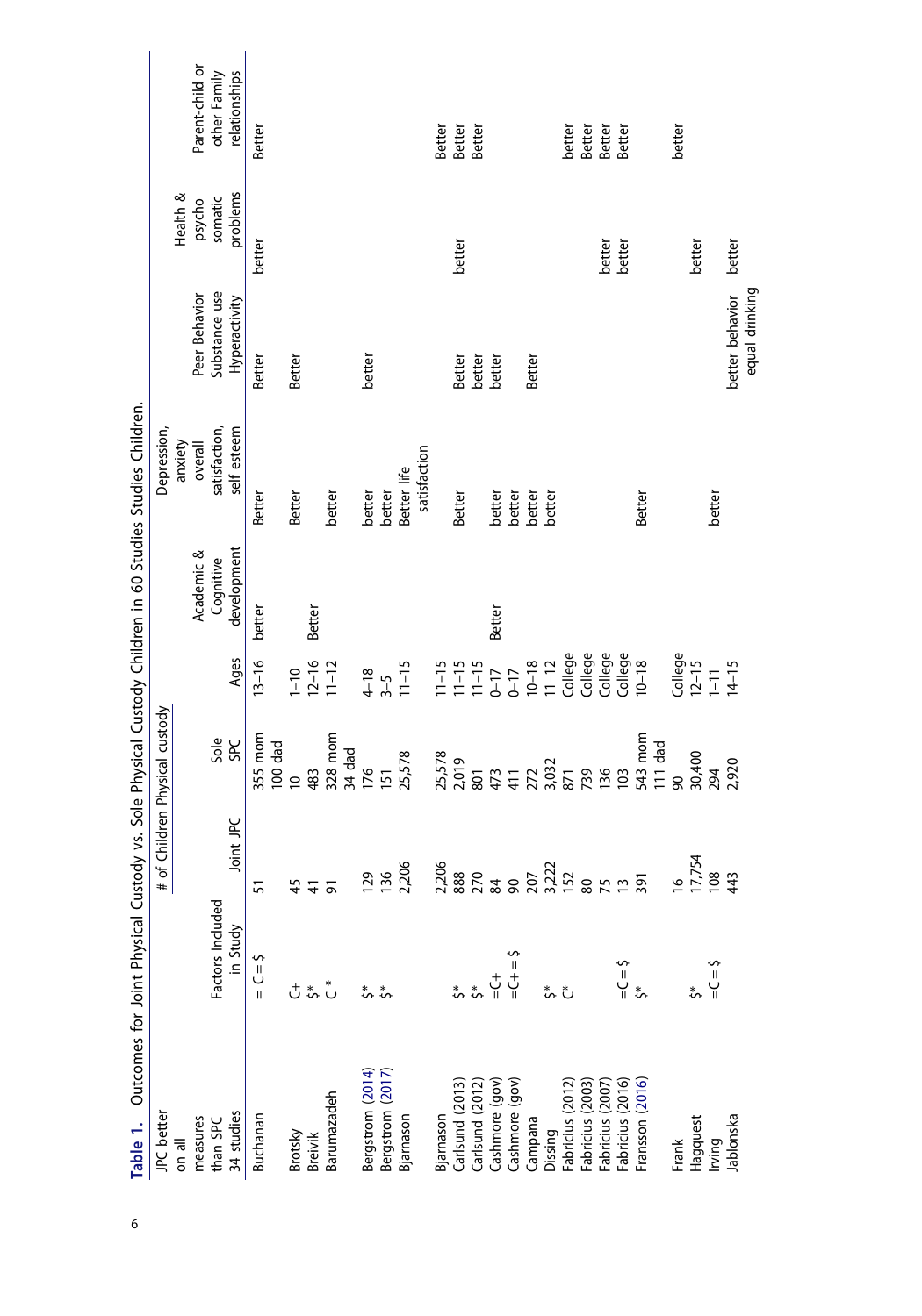**Table 1.** Outcomes for Joint Physical Custody vs. Sole Physical Custody Children in 60 Studies Studies Children.

| JPC better on all measures than SPC 34 studies | Factors Included in Study | # of Children Physical custody | | Ages | Academic & Cognitive development | Depression, anxiety overall satisfaction, self esteem | Peer Behavior Substance use Hyperactivity | Health & psycho somatic problems | Parent-child or other Family relationships |
|---|---|---|---|---|---|---|---|---|---|
| | | Joint JPC | Sole SPC | | | | | | |
| Buchanan | = C = $ | 51 | 355 mom 100 dad | 13–16 | better | Better | Better | better | Better |
| Brotsky | C+ | 45 | 10 | 1–10 | | Better | Better | | |
| Breivik | $* | 41 | 483 | 12–16 | Better | | | | |
| Barumazadeh | C * | 91 | 328 mom 34 dad | 11–12 | | better | | | |
| Bergstrom (2014) | $* | 129 | 176 | 4–18 | | better | better | | |
| Bergstrom (2017) | $* | 136 | 151 | 3–5 | | better | | | |
| Bjarnason | | 2,206 | 25,578 | 11–15 | | Better life satisfaction | | | |
| Bjarnason | | 2,206 | 25,578 | 11–15 | | | | | Better |
| Carlsund (2013) | $* | 888 | 2,019 | 11–15 | | Better | Better | better | Better |
| Carlsund (2012) | $* | 270 | 801 | 11–15 | | | better | | Better |
| Cashmore (gov) | =C+ | 84 | 473 | 0–17 | Better | better | better | | |
| Cashmore (gov) | =C+ = $ | 90 | 411 | 0–17 | | better | | | |
| Campana | | 207 | 272 | 10–18 | | better | Better | | |
| Dissing | $* | 3,222 | 3,032 | 11–12 | | better | | | |
| Fabricius (2012) | C* | 152 | 871 | College | | | | | better |
| Fabricius (2003) | | 80 | 739 | College | | | | | Better |
| Fabricius (2007) | | 75 | 136 | College | | | | better | Better |
| Fabricius (2016) | =C = $ | 13 | 103 | College | | | | better | Better |
| Fransson (2016) | $* | 391 | 543 mom 111 dad | 10–18 | | Better | | | |
| Frank | | 16 | 90 | College | | | | | better |
| Hagquest | $* | 17,754 | 30,400 | 12–15 | | | | better | |
| Irving | =C = $ | 108 | 294 | 1–11 | | better | | | |
| Jablonska | | 443 | 2,920 | 14–15 | | | better behavior equal drinking | better | |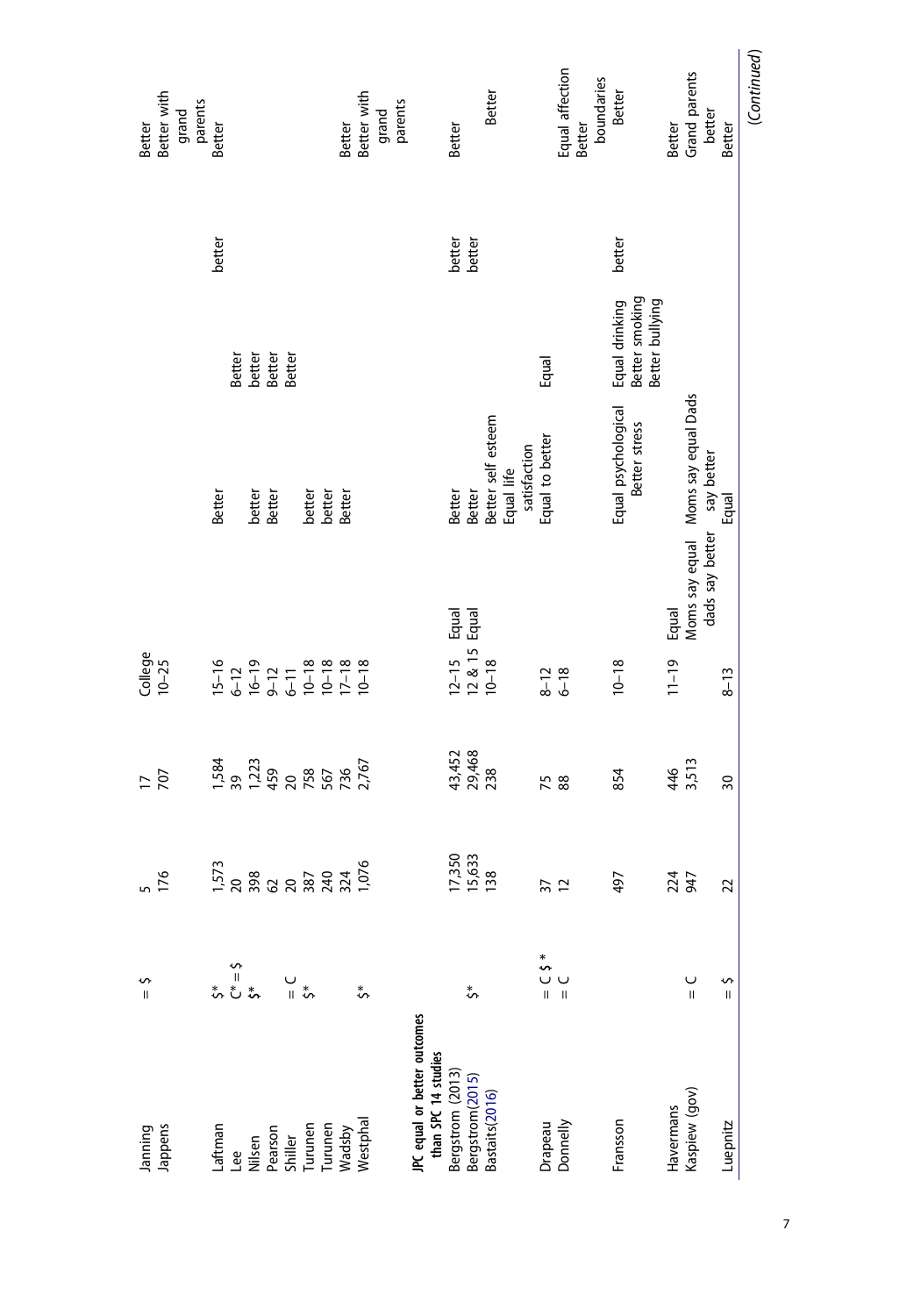| | | | | | | | | | |
|---|---|---|---|---|---|---|---|---|---|
| Janning | = $ | 5 | 17 | College | | | | | Better |
| Jappens | | 176 | 707 | 10–25 | | | | | Better with grand parents |
| Laftman | $* | 1,573 | 1,584 | 15–16 | | Better | | better | Better |
| Lee | C* = $ | 20 | 39 | 6–12 | | | Better | | |
| Nilsen | $* | 398 | 1,223 | 16–19 | | better | better | | |
| Pearson | | 62 | 459 | 9–12 | | Better | Better | | |
| Shiller | = C | 20 | 20 | 6–11 | | | Better | | |
| Turunen | $* | 387 | 758 | 10–18 | | better | | | |
| Turunen | | 240 | 567 | 10–18 | | better | | | |
| Wadsby | | 324 | 736 | 17–18 | | Better | | | Better |
| Westphal | $* | 1,076 | 2,767 | 10–18 | | | | | Better with grand parents |
| **JPC equal or better outcomes than SPC 14 studies** | | | | | | | | | |
| Bergstrom (2013) | | 17,350 | 43,452 | 12–15 | Equal | Better | | better | Better |
| Bergstrom(2015) | $* | 15,633 | 29,468 | 12 & 15 | Equal | Better | | better | |
| Bastaits(2016) | | 138 | 238 | 10–18 | | Better self esteem Equal life satisfaction | | | Better |
| Drapeau | = C $ * | 37 | 75 | 8–12 | | Equal to better | Equal | | |
| Donnelly | = C | 12 | 88 | 6–18 | | | | | Equal affection Better boundaries |
| Fransson | | 497 | 854 | 10–18 | | Equal psychological Better stress | Equal drinking Better smoking Better bullying | better | Better |
| Havermans | | 224 | 446 | 11–19 | Equal | | | | Better |
| Kaspiew (gov) | = C | 947 | 3,513 | | Moms say equal dads say better | Moms say equal Dads say better | | | Grand parents better |
| Luepnitz | = $ | 22 | 30 | 8–13 | | Equal | | | Better |

(Continued)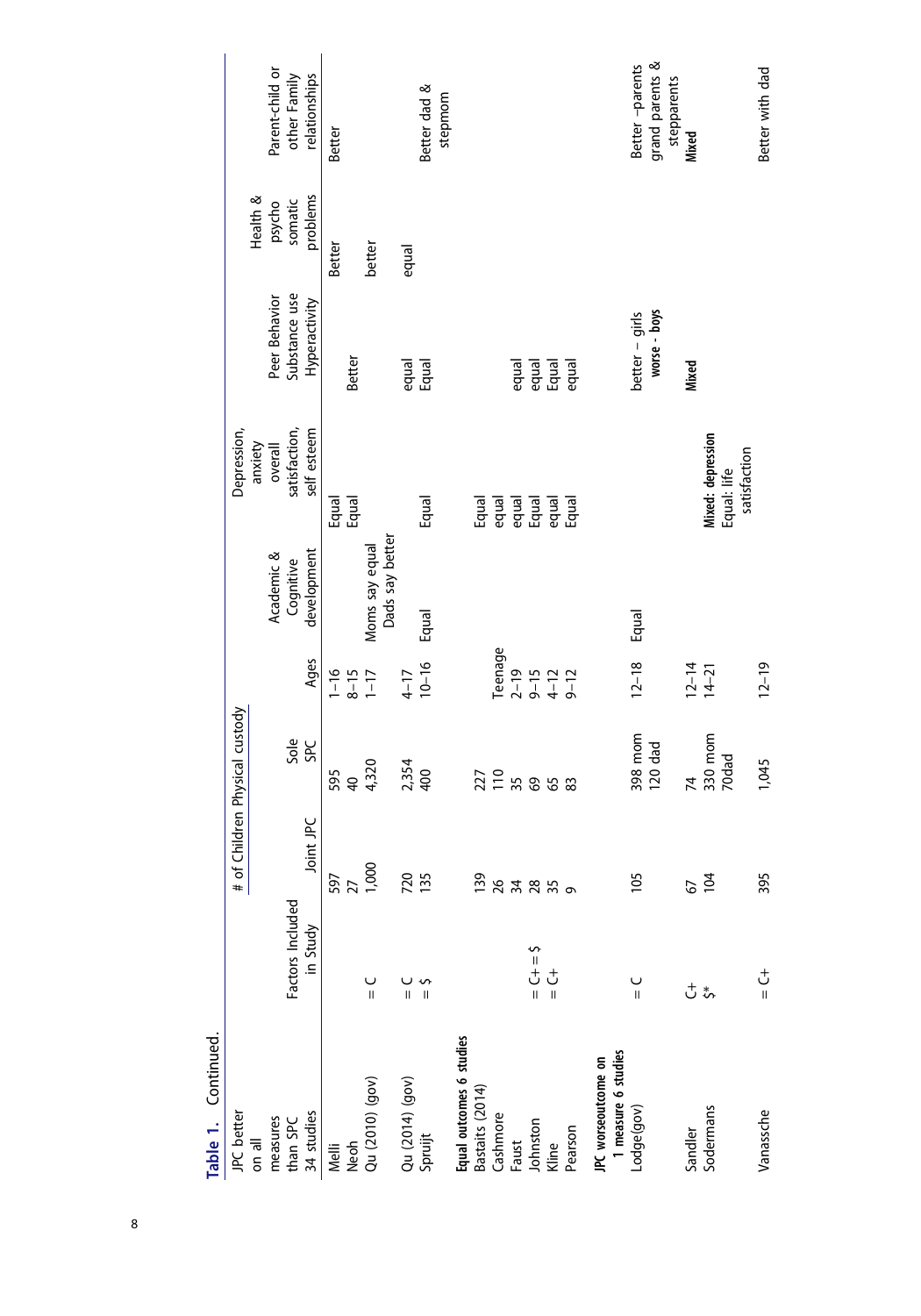**Table 1.** Continued.

| JPC better on all measures than SPC 34 studies | Factors Included in Study | # of Children Physical custody | | Ages | Academic & Cognitive development | Depression, anxiety overall satisfaction, self esteem | Peer Behavior Substance use Hyperactivity | Health & psycho somatic problems | Parent-child or other Family relationships |
|---|---|---|---|---|---|---|---|---|---|
| | | Joint JPC | Sole SPC | | | | | | |
| Melli | | 597 | 595 | 1–16 | | Equal | | Better | Better |
| Neoh | | 27 | 40 | 8–15 | | Equal | Better | | |
| Qu (2010) (gov) | = C | 1,000 | 4,320 | 1–17 | Moms say equal Dads say better | | | better | |
| Qu (2014) (gov) | = C | 720 | 2,354 | 4–17 | | | equal | equal | |
| Spruijt | = $ | 135 | 400 | 10–16 | Equal | Equal | Equal | | Better dad & stepmom |
| **Equal outcomes 6 studies** | | | | | | | | | |
| Bastaits (2014) | | 139 | 227 | | | Equal | | | |
| Cashmore | | 26 | 110 | Teenage | | equal | | | |
| Faust | | 34 | 35 | 2–19 | | equal | equal | | |
| Johnston | = C+ = $ | 28 | 69 | 9–15 | | Equal | equal | | |
| Kline | = C+ | 35 | 65 | 4–12 | | equal | Equal | | |
| Pearson | | 9 | 83 | 9–12 | | Equal | equal | | |
| **JPC worseoutcome on 1 measure 6 studies** | | | | | | | | | |
| Lodge(gov) | = C | 105 | 398 mom 120 dad | 12–18 | Equal | | better – girls **worse - boys** | | Better –parents grand parents & stepparents |
| Sandler | C+ | 67 | 74 | 12–14 | | | **Mixed** | | **Mixed** |
| Sodermans | $* | 104 | 330 mom 70dad | 14–21 | | **Mixed: depression** Equal: life satisfaction | | | |
| Vanassche | = C+ | 395 | 1,045 | 12–19 | | | | | Better with dad |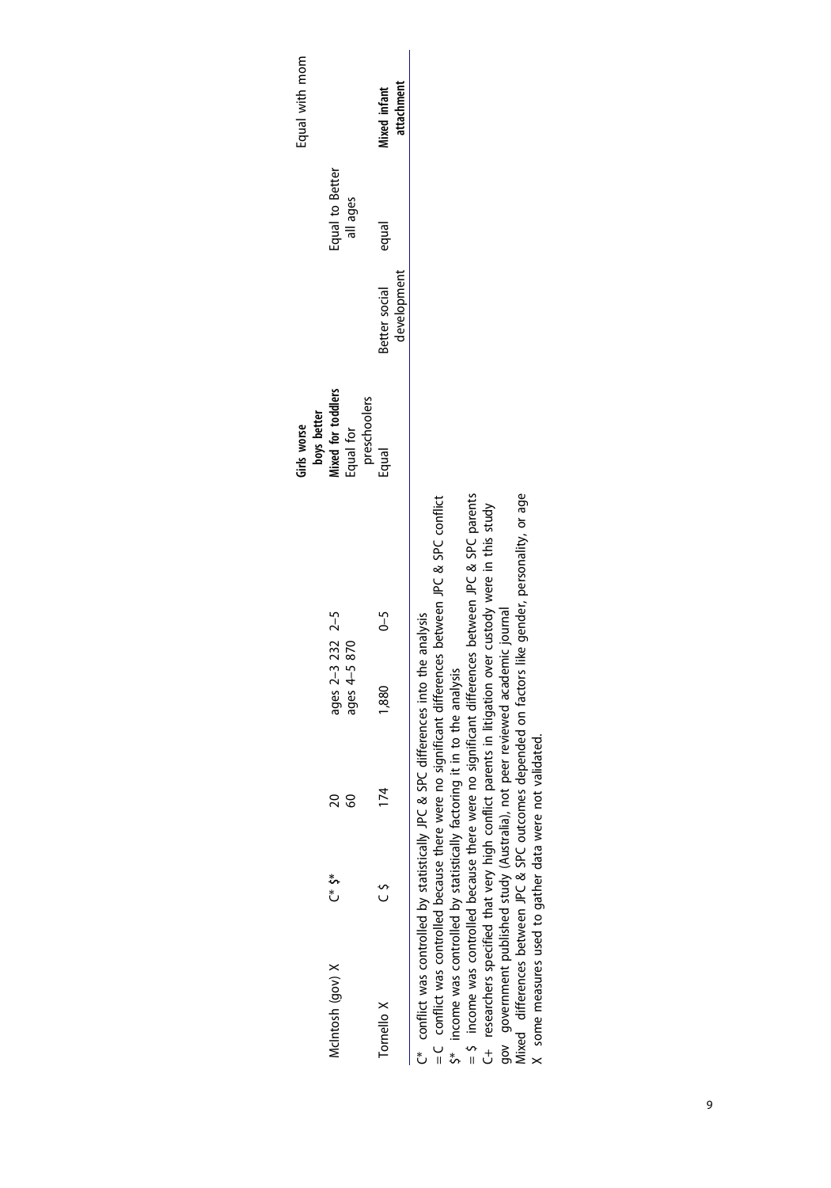| | | | | | | | | |
|---|---|---|---|---|---|---|---|---|
| McIntosh (gov) X | C* $* | 20<br>60 | ages 2–3 232<br>ages 4–5 870 | 2–5 | **Girls worse boys better**<br>**Mixed for toddlers**<br>Equal for preschoolers | | Equal to Better all ages | Equal with mom |
| Tornello X | C $ | 174 | 1,880 | 0–5 | Equal | Better social development | equal | **Mixed infant attachment** |

C* conflict was controlled by statistically JPC & SPC differences into the analysis
=C conflict was controlled because there were no significant differences between JPC & SPC conflict
$* income was controlled by statistically factoring it in to the analysis
= $ income was controlled because there were no significant differences between JPC & SPC parents
C+ researchers specified that very high conflict parents in litigation over custody were in this study
gov government published study (Australia), not peer reviewed academic journal
Mixed differences between JPC & SPC outcomes depended on factors like gender, personality, or age
X some measures used to gather data were not validated.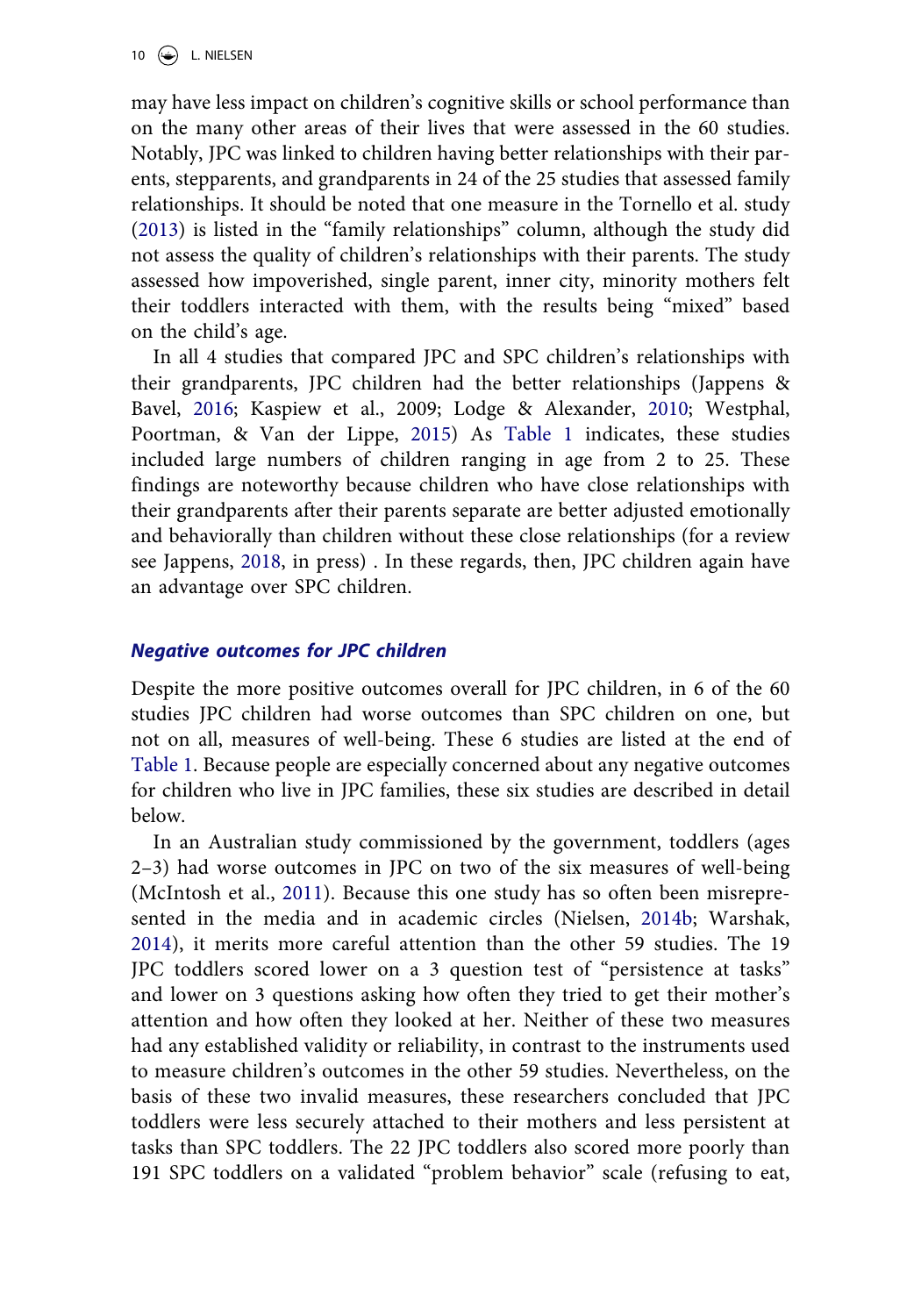may have less impact on children's cognitive skills or school performance than on the many other areas of their lives that were assessed in the 60 studies. Notably, JPC was linked to children having better relationships with their parents, stepparents, and grandparents in 24 of the 25 studies that assessed family relationships. It should be noted that one measure in the Tornello et al. study (2013) is listed in the "family relationships" column, although the study did not assess the quality of children's relationships with their parents. The study assessed how impoverished, single parent, inner city, minority mothers felt their toddlers interacted with them, with the results being "mixed" based on the child's age.

In all 4 studies that compared JPC and SPC children's relationships with their grandparents, JPC children had the better relationships (Jappens & Bavel, 2016; Kaspiew et al., 2009; Lodge & Alexander, 2010; Westphal, Poortman, & Van der Lippe, 2015) As Table 1 indicates, these studies included large numbers of children ranging in age from 2 to 25. These findings are noteworthy because children who have close relationships with their grandparents after their parents separate are better adjusted emotionally and behaviorally than children without these close relationships (for a review see Jappens, 2018, in press) . In these regards, then, JPC children again have an advantage over SPC children.

### *Negative outcomes for JPC children*

Despite the more positive outcomes overall for JPC children, in 6 of the 60 studies JPC children had worse outcomes than SPC children on one, but not on all, measures of well-being. These 6 studies are listed at the end of Table 1. Because people are especially concerned about any negative outcomes for children who live in JPC families, these six studies are described in detail below.

In an Australian study commissioned by the government, toddlers (ages 2–3) had worse outcomes in JPC on two of the six measures of well-being (McIntosh et al., 2011). Because this one study has so often been misrepresented in the media and in academic circles (Nielsen, 2014b; Warshak, 2014), it merits more careful attention than the other 59 studies. The 19 JPC toddlers scored lower on a 3 question test of "persistence at tasks" and lower on 3 questions asking how often they tried to get their mother's attention and how often they looked at her. Neither of these two measures had any established validity or reliability, in contrast to the instruments used to measure children's outcomes in the other 59 studies. Nevertheless, on the basis of these two invalid measures, these researchers concluded that JPC toddlers were less securely attached to their mothers and less persistent at tasks than SPC toddlers. The 22 JPC toddlers also scored more poorly than 191 SPC toddlers on a validated "problem behavior" scale (refusing to eat,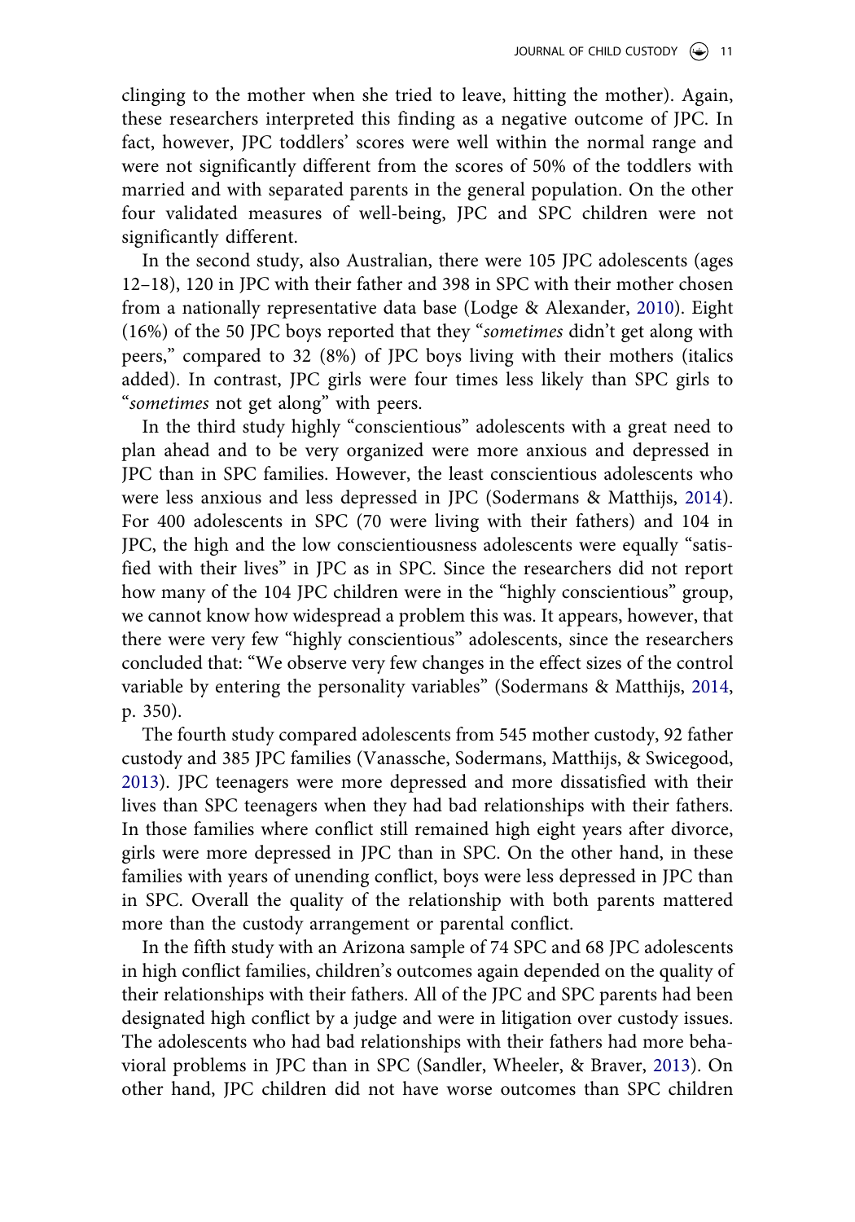clinging to the mother when she tried to leave, hitting the mother). Again, these researchers interpreted this finding as a negative outcome of JPC. In fact, however, JPC toddlers' scores were well within the normal range and were not significantly different from the scores of 50% of the toddlers with married and with separated parents in the general population. On the other four validated measures of well-being, JPC and SPC children were not significantly different.

In the second study, also Australian, there were 105 JPC adolescents (ages 12–18), 120 in JPC with their father and 398 in SPC with their mother chosen from a nationally representative data base (Lodge & Alexander, 2010). Eight (16%) of the 50 JPC boys reported that they "*sometimes* didn't get along with peers," compared to 32 (8%) of JPC boys living with their mothers (italics added). In contrast, JPC girls were four times less likely than SPC girls to "*sometimes* not get along" with peers.

In the third study highly "conscientious" adolescents with a great need to plan ahead and to be very organized were more anxious and depressed in JPC than in SPC families. However, the least conscientious adolescents who were less anxious and less depressed in JPC (Sodermans & Matthijs, 2014). For 400 adolescents in SPC (70 were living with their fathers) and 104 in JPC, the high and the low conscientiousness adolescents were equally "satisfied with their lives" in JPC as in SPC. Since the researchers did not report how many of the 104 JPC children were in the "highly conscientious" group, we cannot know how widespread a problem this was. It appears, however, that there were very few "highly conscientious" adolescents, since the researchers concluded that: "We observe very few changes in the effect sizes of the control variable by entering the personality variables" (Sodermans & Matthijs, 2014, p. 350).

The fourth study compared adolescents from 545 mother custody, 92 father custody and 385 JPC families (Vanassche, Sodermans, Matthijs, & Swicegood, 2013). JPC teenagers were more depressed and more dissatisfied with their lives than SPC teenagers when they had bad relationships with their fathers. In those families where conflict still remained high eight years after divorce, girls were more depressed in JPC than in SPC. On the other hand, in these families with years of unending conflict, boys were less depressed in JPC than in SPC. Overall the quality of the relationship with both parents mattered more than the custody arrangement or parental conflict.

In the fifth study with an Arizona sample of 74 SPC and 68 JPC adolescents in high conflict families, children's outcomes again depended on the quality of their relationships with their fathers. All of the JPC and SPC parents had been designated high conflict by a judge and were in litigation over custody issues. The adolescents who had bad relationships with their fathers had more behavioral problems in JPC than in SPC (Sandler, Wheeler, & Braver, 2013). On other hand, JPC children did not have worse outcomes than SPC children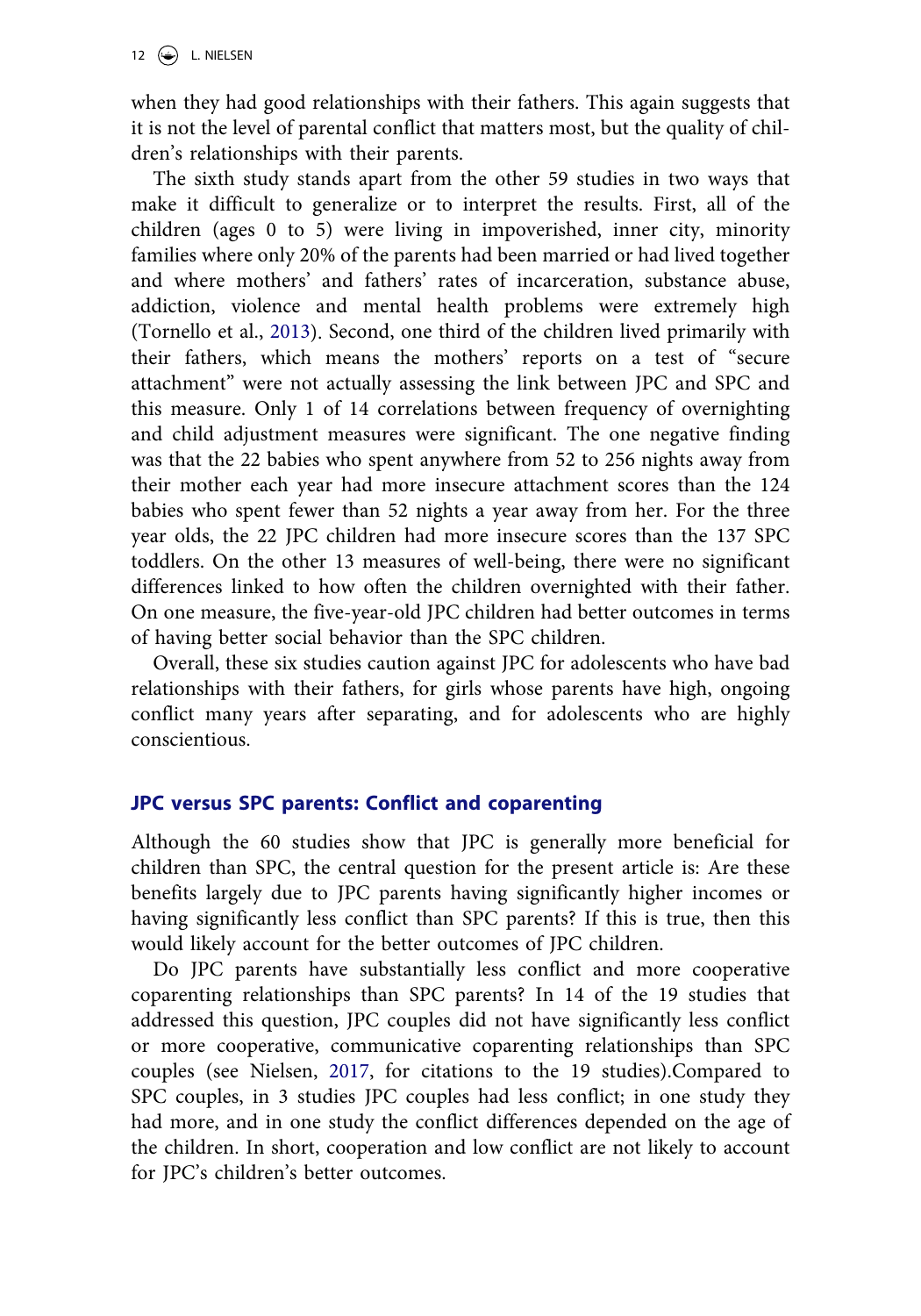when they had good relationships with their fathers. This again suggests that it is not the level of parental conflict that matters most, but the quality of children's relationships with their parents.

The sixth study stands apart from the other 59 studies in two ways that make it difficult to generalize or to interpret the results. First, all of the children (ages 0 to 5) were living in impoverished, inner city, minority families where only 20% of the parents had been married or had lived together and where mothers' and fathers' rates of incarceration, substance abuse, addiction, violence and mental health problems were extremely high (Tornello et al., 2013). Second, one third of the children lived primarily with their fathers, which means the mothers' reports on a test of "secure attachment" were not actually assessing the link between JPC and SPC and this measure. Only 1 of 14 correlations between frequency of overnighting and child adjustment measures were significant. The one negative finding was that the 22 babies who spent anywhere from 52 to 256 nights away from their mother each year had more insecure attachment scores than the 124 babies who spent fewer than 52 nights a year away from her. For the three year olds, the 22 JPC children had more insecure scores than the 137 SPC toddlers. On the other 13 measures of well-being, there were no significant differences linked to how often the children overnighted with their father. On one measure, the five-year-old JPC children had better outcomes in terms of having better social behavior than the SPC children.

Overall, these six studies caution against JPC for adolescents who have bad relationships with their fathers, for girls whose parents have high, ongoing conflict many years after separating, and for adolescents who are highly conscientious.

## JPC versus SPC parents: Conflict and coparenting

Although the 60 studies show that JPC is generally more beneficial for children than SPC, the central question for the present article is: Are these benefits largely due to JPC parents having significantly higher incomes or having significantly less conflict than SPC parents? If this is true, then this would likely account for the better outcomes of JPC children.

Do JPC parents have substantially less conflict and more cooperative coparenting relationships than SPC parents? In 14 of the 19 studies that addressed this question, JPC couples did not have significantly less conflict or more cooperative, communicative coparenting relationships than SPC couples (see Nielsen, 2017, for citations to the 19 studies).Compared to SPC couples, in 3 studies JPC couples had less conflict; in one study they had more, and in one study the conflict differences depended on the age of the children. In short, cooperation and low conflict are not likely to account for JPC's children's better outcomes.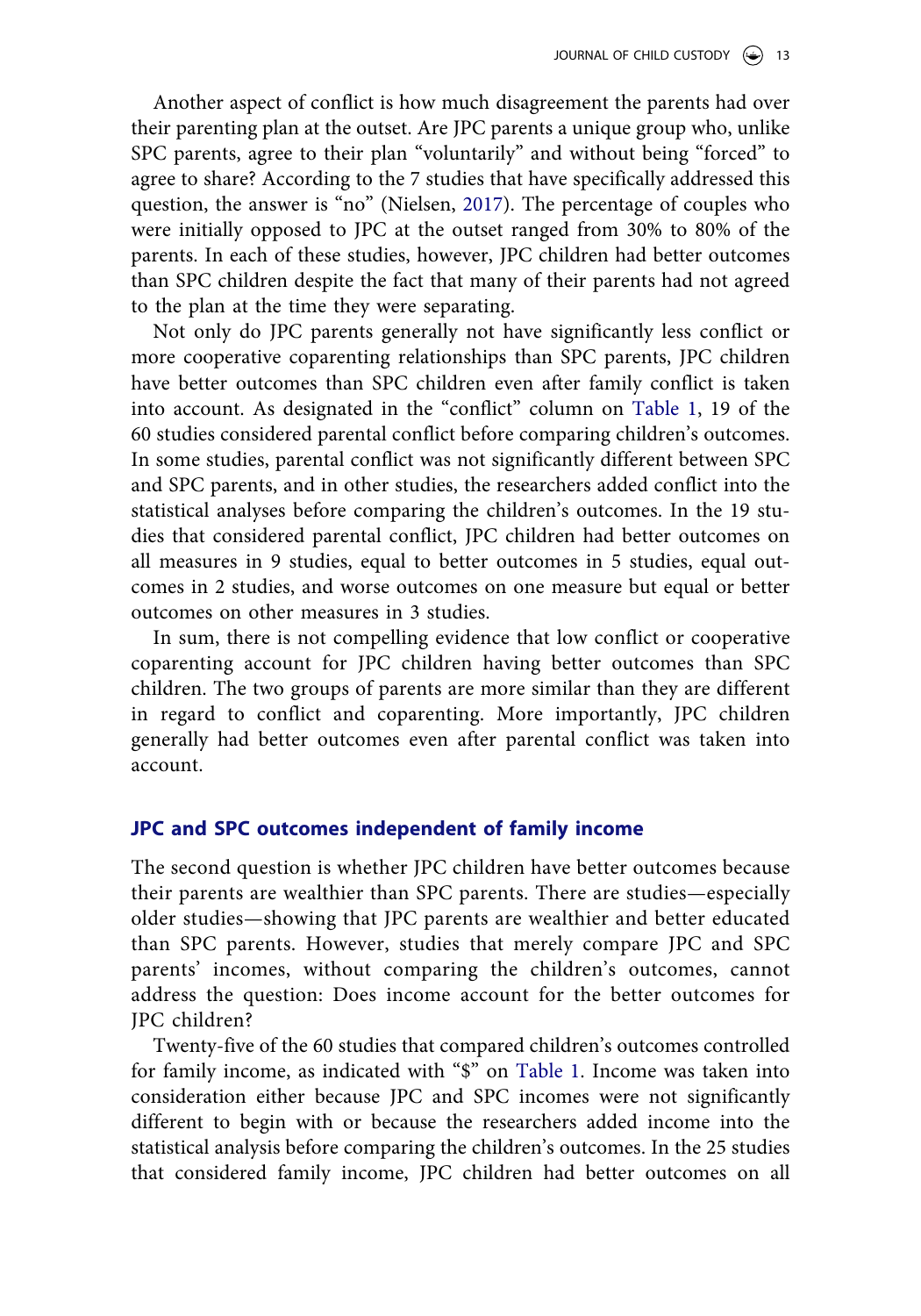Another aspect of conflict is how much disagreement the parents had over their parenting plan at the outset. Are JPC parents a unique group who, unlike SPC parents, agree to their plan "voluntarily" and without being "forced" to agree to share? According to the 7 studies that have specifically addressed this question, the answer is "no" (Nielsen, 2017). The percentage of couples who were initially opposed to JPC at the outset ranged from 30% to 80% of the parents. In each of these studies, however, JPC children had better outcomes than SPC children despite the fact that many of their parents had not agreed to the plan at the time they were separating.

Not only do JPC parents generally not have significantly less conflict or more cooperative coparenting relationships than SPC parents, JPC children have better outcomes than SPC children even after family conflict is taken into account. As designated in the "conflict" column on Table 1, 19 of the 60 studies considered parental conflict before comparing children's outcomes. In some studies, parental conflict was not significantly different between SPC and SPC parents, and in other studies, the researchers added conflict into the statistical analyses before comparing the children's outcomes. In the 19 studies that considered parental conflict, JPC children had better outcomes on all measures in 9 studies, equal to better outcomes in 5 studies, equal outcomes in 2 studies, and worse outcomes on one measure but equal or better outcomes on other measures in 3 studies.

In sum, there is not compelling evidence that low conflict or cooperative coparenting account for JPC children having better outcomes than SPC children. The two groups of parents are more similar than they are different in regard to conflict and coparenting. More importantly, JPC children generally had better outcomes even after parental conflict was taken into account.

## JPC and SPC outcomes independent of family income

The second question is whether JPC children have better outcomes because their parents are wealthier than SPC parents. There are studies—especially older studies—showing that JPC parents are wealthier and better educated than SPC parents. However, studies that merely compare JPC and SPC parents' incomes, without comparing the children's outcomes, cannot address the question: Does income account for the better outcomes for JPC children?

Twenty-five of the 60 studies that compared children's outcomes controlled for family income, as indicated with "$" on Table 1. Income was taken into consideration either because JPC and SPC incomes were not significantly different to begin with or because the researchers added income into the statistical analysis before comparing the children's outcomes. In the 25 studies that considered family income, JPC children had better outcomes on all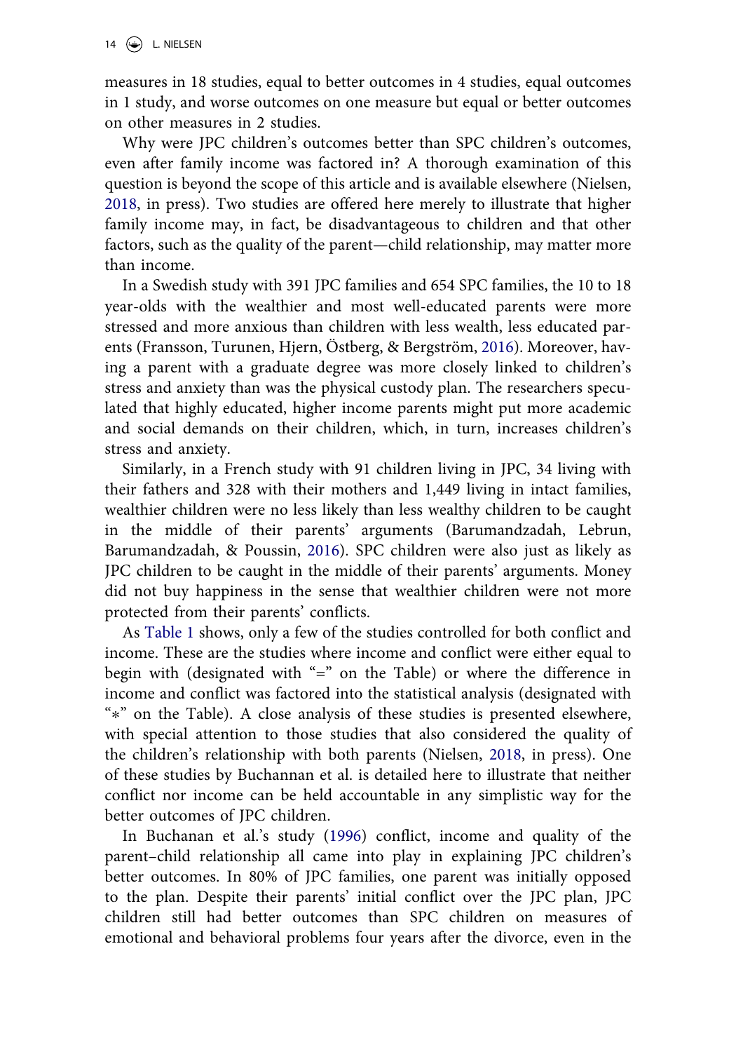measures in 18 studies, equal to better outcomes in 4 studies, equal outcomes in 1 study, and worse outcomes on one measure but equal or better outcomes on other measures in 2 studies.

Why were JPC children's outcomes better than SPC children's outcomes, even after family income was factored in? A thorough examination of this question is beyond the scope of this article and is available elsewhere (Nielsen, 2018, in press). Two studies are offered here merely to illustrate that higher family income may, in fact, be disadvantageous to children and that other factors, such as the quality of the parent—child relationship, may matter more than income.

In a Swedish study with 391 JPC families and 654 SPC families, the 10 to 18 year-olds with the wealthier and most well-educated parents were more stressed and more anxious than children with less wealth, less educated parents (Fransson, Turunen, Hjern, Östberg, & Bergström, 2016). Moreover, having a parent with a graduate degree was more closely linked to children's stress and anxiety than was the physical custody plan. The researchers speculated that highly educated, higher income parents might put more academic and social demands on their children, which, in turn, increases children's stress and anxiety.

Similarly, in a French study with 91 children living in JPC, 34 living with their fathers and 328 with their mothers and 1,449 living in intact families, wealthier children were no less likely than less wealthy children to be caught in the middle of their parents' arguments (Barumandzadah, Lebrun, Barumandzadah, & Poussin, 2016). SPC children were also just as likely as JPC children to be caught in the middle of their parents' arguments. Money did not buy happiness in the sense that wealthier children were not more protected from their parents' conflicts.

As Table 1 shows, only a few of the studies controlled for both conflict and income. These are the studies where income and conflict were either equal to begin with (designated with "=" on the Table) or where the difference in income and conflict was factored into the statistical analysis (designated with "*" on the Table). A close analysis of these studies is presented elsewhere, with special attention to those studies that also considered the quality of the children's relationship with both parents (Nielsen, 2018, in press). One of these studies by Buchannan et al. is detailed here to illustrate that neither conflict nor income can be held accountable in any simplistic way for the better outcomes of JPC children.

In Buchanan et al.'s study (1996) conflict, income and quality of the parent–child relationship all came into play in explaining JPC children's better outcomes. In 80% of JPC families, one parent was initially opposed to the plan. Despite their parents' initial conflict over the JPC plan, JPC children still had better outcomes than SPC children on measures of emotional and behavioral problems four years after the divorce, even in the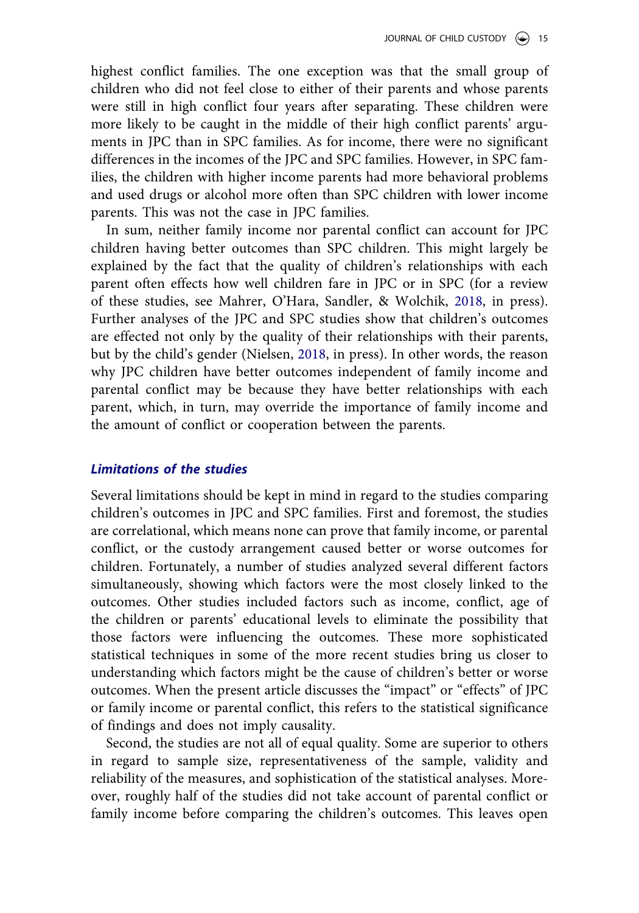highest conflict families. The one exception was that the small group of children who did not feel close to either of their parents and whose parents were still in high conflict four years after separating. These children were more likely to be caught in the middle of their high conflict parents' arguments in JPC than in SPC families. As for income, there were no significant differences in the incomes of the JPC and SPC families. However, in SPC families, the children with higher income parents had more behavioral problems and used drugs or alcohol more often than SPC children with lower income parents. This was not the case in JPC families.

In sum, neither family income nor parental conflict can account for JPC children having better outcomes than SPC children. This might largely be explained by the fact that the quality of children's relationships with each parent often effects how well children fare in JPC or in SPC (for a review of these studies, see Mahrer, O'Hara, Sandler, & Wolchik, 2018, in press). Further analyses of the JPC and SPC studies show that children's outcomes are effected not only by the quality of their relationships with their parents, but by the child's gender (Nielsen, 2018, in press). In other words, the reason why JPC children have better outcomes independent of family income and parental conflict may be because they have better relationships with each parent, which, in turn, may override the importance of family income and the amount of conflict or cooperation between the parents.

### *Limitations of the studies*

Several limitations should be kept in mind in regard to the studies comparing children's outcomes in JPC and SPC families. First and foremost, the studies are correlational, which means none can prove that family income, or parental conflict, or the custody arrangement caused better or worse outcomes for children. Fortunately, a number of studies analyzed several different factors simultaneously, showing which factors were the most closely linked to the outcomes. Other studies included factors such as income, conflict, age of the children or parents' educational levels to eliminate the possibility that those factors were influencing the outcomes. These more sophisticated statistical techniques in some of the more recent studies bring us closer to understanding which factors might be the cause of children's better or worse outcomes. When the present article discusses the "impact" or "effects" of JPC or family income or parental conflict, this refers to the statistical significance of findings and does not imply causality.

Second, the studies are not all of equal quality. Some are superior to others in regard to sample size, representativeness of the sample, validity and reliability of the measures, and sophistication of the statistical analyses. Moreover, roughly half of the studies did not take account of parental conflict or family income before comparing the children's outcomes. This leaves open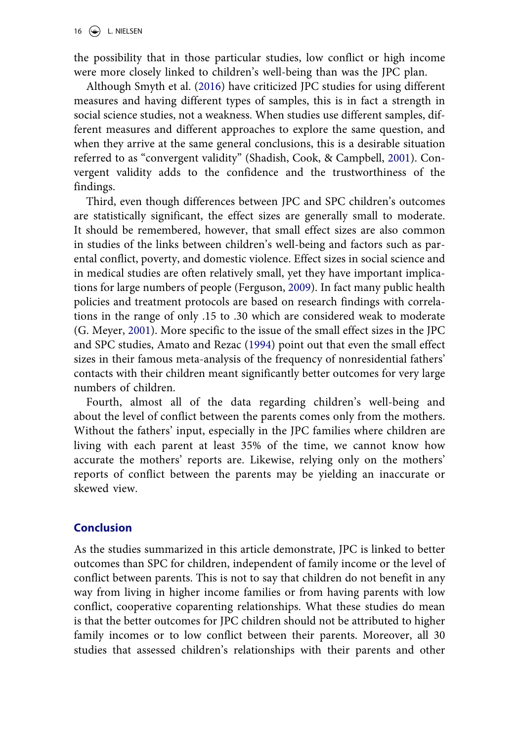the possibility that in those particular studies, low conflict or high income were more closely linked to children's well-being than was the JPC plan.

Although Smyth et al. (2016) have criticized JPC studies for using different measures and having different types of samples, this is in fact a strength in social science studies, not a weakness. When studies use different samples, different measures and different approaches to explore the same question, and when they arrive at the same general conclusions, this is a desirable situation referred to as "convergent validity" (Shadish, Cook, & Campbell, 2001). Convergent validity adds to the confidence and the trustworthiness of the findings.

Third, even though differences between JPC and SPC children's outcomes are statistically significant, the effect sizes are generally small to moderate. It should be remembered, however, that small effect sizes are also common in studies of the links between children's well-being and factors such as parental conflict, poverty, and domestic violence. Effect sizes in social science and in medical studies are often relatively small, yet they have important implications for large numbers of people (Ferguson, 2009). In fact many public health policies and treatment protocols are based on research findings with correlations in the range of only .15 to .30 which are considered weak to moderate (G. Meyer, 2001). More specific to the issue of the small effect sizes in the JPC and SPC studies, Amato and Rezac (1994) point out that even the small effect sizes in their famous meta-analysis of the frequency of nonresidential fathers' contacts with their children meant significantly better outcomes for very large numbers of children.

Fourth, almost all of the data regarding children's well-being and about the level of conflict between the parents comes only from the mothers. Without the fathers' input, especially in the JPC families where children are living with each parent at least 35% of the time, we cannot know how accurate the mothers' reports are. Likewise, relying only on the mothers' reports of conflict between the parents may be yielding an inaccurate or skewed view.

## Conclusion

As the studies summarized in this article demonstrate, JPC is linked to better outcomes than SPC for children, independent of family income or the level of conflict between parents. This is not to say that children do not benefit in any way from living in higher income families or from having parents with low conflict, cooperative coparenting relationships. What these studies do mean is that the better outcomes for JPC children should not be attributed to higher family incomes or to low conflict between their parents. Moreover, all 30 studies that assessed children's relationships with their parents and other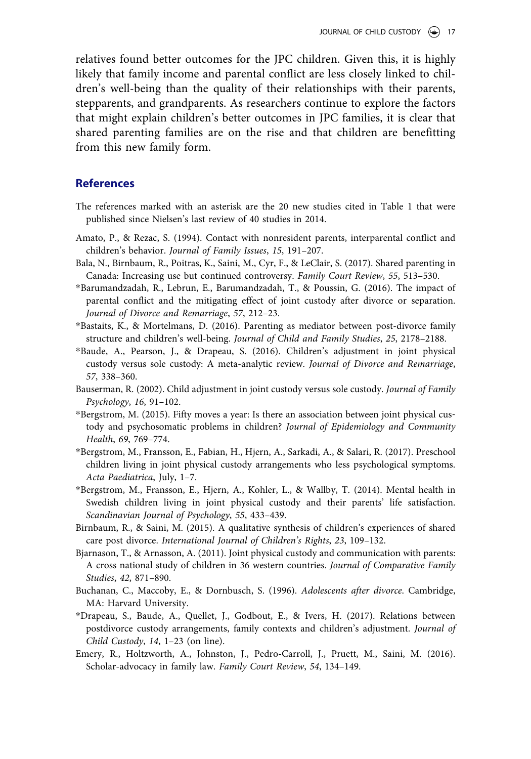relatives found better outcomes for the JPC children. Given this, it is highly likely that family income and parental conflict are less closely linked to children's well-being than the quality of their relationships with their parents, stepparents, and grandparents. As researchers continue to explore the factors that might explain children's better outcomes in JPC families, it is clear that shared parenting families are on the rise and that children are benefitting from this new family form.

## References

The references marked with an asterisk are the 20 new studies cited in Table 1 that were published since Nielsen's last review of 40 studies in 2014.

Amato, P., & Rezac, S. (1994). Contact with nonresident parents, interparental conflict and children's behavior. *Journal of Family Issues*, *15*, 191–207.

Bala, N., Birnbaum, R., Poitras, K., Saini, M., Cyr, F., & LeClair, S. (2017). Shared parenting in Canada: Increasing use but continued controversy. *Family Court Review*, *55*, 513–530.

*Barumandzadah, R., Lebrun, E., Barumandzadah, T., & Poussin, G. (2016). The impact of parental conflict and the mitigating effect of joint custody after divorce or separation. *Journal of Divorce and Remarriage*, *57*, 212–23.

*Bastaits, K., & Mortelmans, D. (2016). Parenting as mediator between post-divorce family structure and children's well-being. *Journal of Child and Family Studies*, *25*, 2178–2188.

*Baude, A., Pearson, J., & Drapeau, S. (2016). Children's adjustment in joint physical custody versus sole custody: A meta-analytic review. *Journal of Divorce and Remarriage*, *57*, 338–360.

Bauserman, R. (2002). Child adjustment in joint custody versus sole custody. *Journal of Family Psychology*, *16*, 91–102.

*Bergstrom, M. (2015). Fifty moves a year: Is there an association between joint physical custody and psychosomatic problems in children? *Journal of Epidemiology and Community Health*, *69*, 769–774.

*Bergstrom, M., Fransson, E., Fabian, H., Hjern, A., Sarkadi, A., & Salari, R. (2017). Preschool children living in joint physical custody arrangements who less psychological symptoms. *Acta Paediatrica*, July, 1–7.

*Bergstrom, M., Fransson, E., Hjern, A., Kohler, L., & Wallby, T. (2014). Mental health in Swedish children living in joint physical custody and their parents' life satisfaction. *Scandinavian Journal of Psychology*, *55*, 433–439.

Birnbaum, R., & Saini, M. (2015). A qualitative synthesis of children's experiences of shared care post divorce. *International Journal of Children's Rights*, *23*, 109–132.

Bjarnason, T., & Arnasson, A. (2011). Joint physical custody and communication with parents: A cross national study of children in 36 western countries. *Journal of Comparative Family Studies*, *42*, 871–890.

Buchanan, C., Maccoby, E., & Dornbusch, S. (1996). *Adolescents after divorce*. Cambridge, MA: Harvard University.

*Drapeau, S., Baude, A., Quellet, J., Godbout, E., & Ivers, H. (2017). Relations between postdivorce custody arrangements, family contexts and children's adjustment. *Journal of Child Custody*, *14*, 1–23 (on line).

Emery, R., Holtzworth, A., Johnston, J., Pedro-Carroll, J., Pruett, M., Saini, M. (2016). Scholar-advocacy in family law. *Family Court Review*, *54*, 134–149.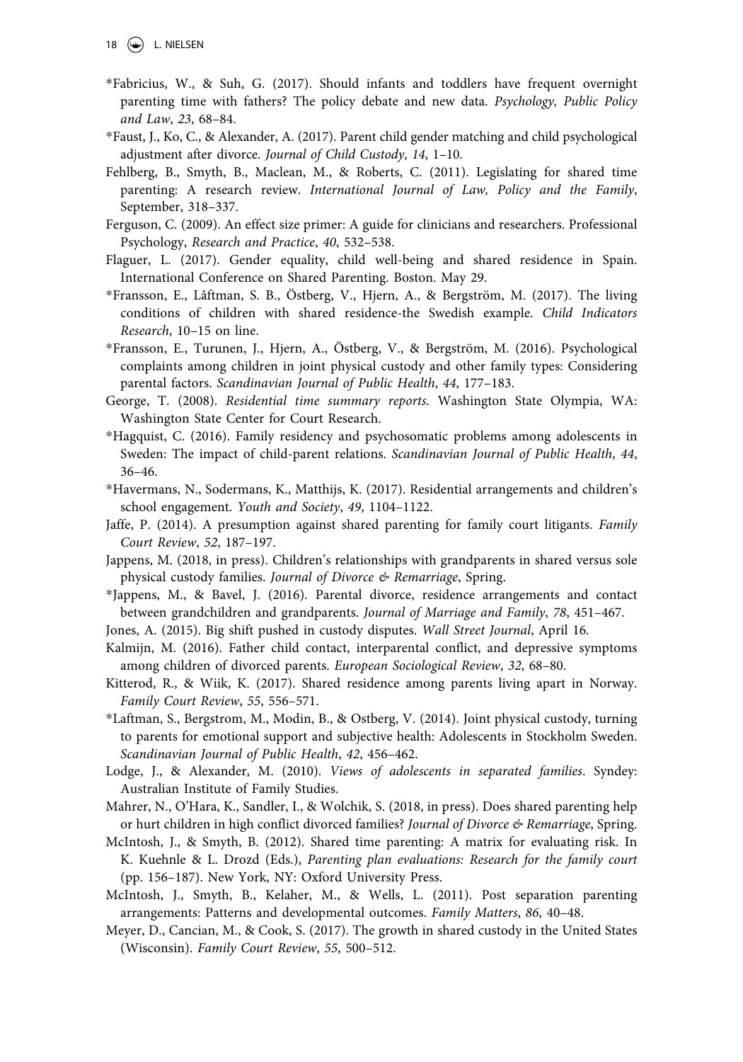*Fabricius, W., & Suh, G. (2017). Should infants and toddlers have frequent overnight parenting time with fathers? The policy debate and new data. *Psychology, Public Policy and Law*, *23*, 68–84.

*Faust, J., Ko, C., & Alexander, A. (2017). Parent child gender matching and child psychological adjustment after divorce. *Journal of Child Custody*, *14*, 1–10.

Fehlberg, B., Smyth, B., Maclean, M., & Roberts, C. (2011). Legislating for shared time parenting: A research review. *International Journal of Law, Policy and the Family*, September, 318–337.

Ferguson, C. (2009). An effect size primer: A guide for clinicians and researchers. Professional Psychology, *Research and Practice*, *40*, 532–538.

Flaguer, L. (2017). Gender equality, child well-being and shared residence in Spain. International Conference on Shared Parenting. Boston. May 29.

*Fransson, E., Låftman, S. B., Östberg, V., Hjern, A., & Bergström, M. (2017). The living conditions of children with shared residence-the Swedish example. *Child Indicators Research*, 10–15 on line.

*Fransson, E., Turunen, J., Hjern, A., Östberg, V., & Bergström, M. (2016). Psychological complaints among children in joint physical custody and other family types: Considering parental factors. *Scandinavian Journal of Public Health*, *44*, 177–183.

George, T. (2008). *Residential time summary reports*. Washington State Olympia, WA: Washington State Center for Court Research.

*Hagquist, C. (2016). Family residency and psychosomatic problems among adolescents in Sweden: The impact of child-parent relations. *Scandinavian Journal of Public Health*, *44*, 36–46.

*Havermans, N., Sodermans, K., Matthijs, K. (2017). Residential arrangements and children's school engagement. *Youth and Society*, *49*, 1104–1122.

Jaffe, P. (2014). A presumption against shared parenting for family court litigants. *Family Court Review*, *52*, 187–197.

Jappens, M. (2018, in press). Children's relationships with grandparents in shared versus sole physical custody families. *Journal of Divorce & Remarriage*, Spring.

*Jappens, M., & Bavel, J. (2016). Parental divorce, residence arrangements and contact between grandchildren and grandparents. *Journal of Marriage and Family*, *78*, 451–467.

Jones, A. (2015). Big shift pushed in custody disputes. *Wall Street Journal*, April 16.

Kalmijn, M. (2016). Father child contact, interparental conflict, and depressive symptoms among children of divorced parents. *European Sociological Review*, *32*, 68–80.

Kitterod, R., & Wiik, K. (2017). Shared residence among parents living apart in Norway. *Family Court Review*, *55*, 556–571.

*Laftman, S., Bergstrom, M., Modin, B., & Ostberg, V. (2014). Joint physical custody, turning to parents for emotional support and subjective health: Adolescents in Stockholm Sweden. *Scandinavian Journal of Public Health*, *42*, 456–462.

Lodge, J., & Alexander, M. (2010). *Views of adolescents in separated families*. Syndey: Australian Institute of Family Studies.

Mahrer, N., O'Hara, K., Sandler, I., & Wolchik, S. (2018, in press). Does shared parenting help or hurt children in high conflict divorced families? *Journal of Divorce & Remarriage*, Spring.

McIntosh, J., & Smyth, B. (2012). Shared time parenting: A matrix for evaluating risk. In K. Kuehnle & L. Drozd (Eds.), *Parenting plan evaluations: Research for the family court* (pp. 156–187). New York, NY: Oxford University Press.

McIntosh, J., Smyth, B., Kelaher, M., & Wells, L. (2011). Post separation parenting arrangements: Patterns and developmental outcomes. *Family Matters*, *86*, 40–48.

Meyer, D., Cancian, M., & Cook, S. (2017). The growth in shared custody in the United States (Wisconsin). *Family Court Review*, *55*, 500–512.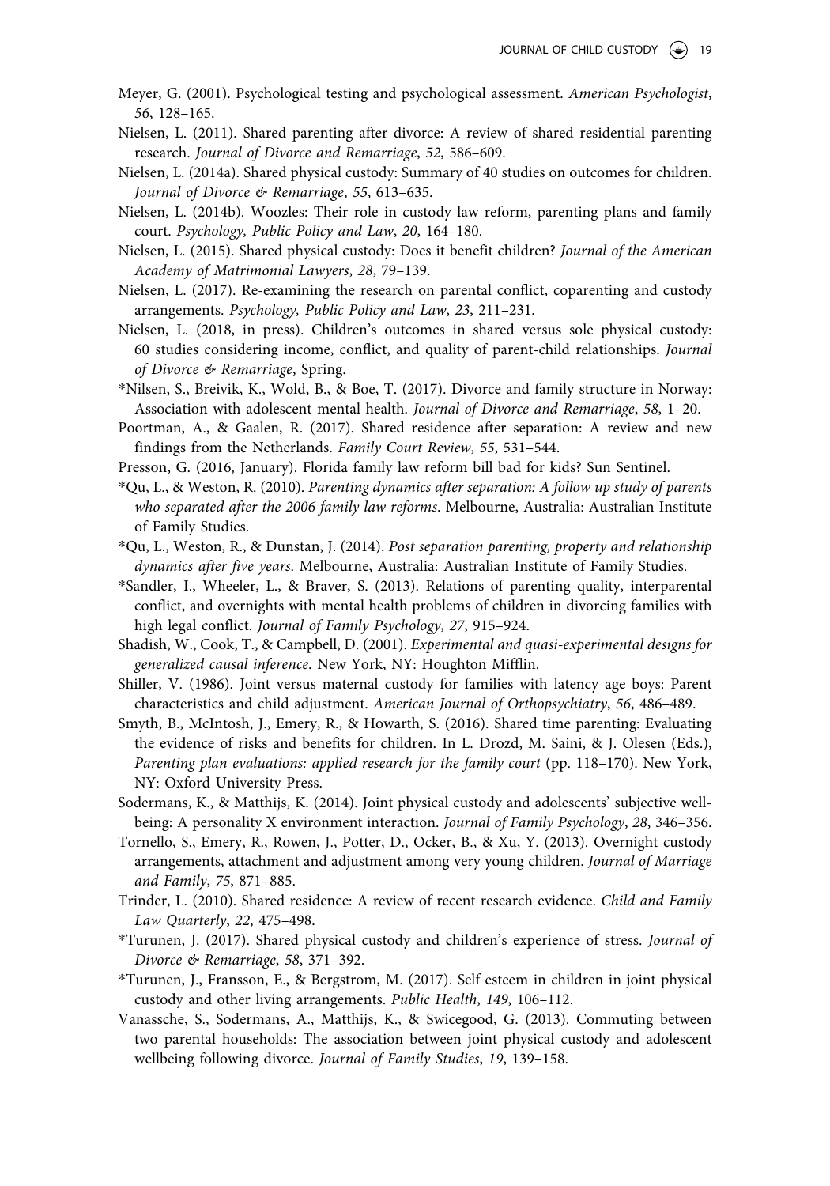Meyer, G. (2001). Psychological testing and psychological assessment. *American Psychologist*, *56*, 128–165.

Nielsen, L. (2011). Shared parenting after divorce: A review of shared residential parenting research. *Journal of Divorce and Remarriage*, *52*, 586–609.

Nielsen, L. (2014a). Shared physical custody: Summary of 40 studies on outcomes for children. *Journal of Divorce & Remarriage*, *55*, 613–635.

Nielsen, L. (2014b). Woozles: Their role in custody law reform, parenting plans and family court. *Psychology, Public Policy and Law*, *20*, 164–180.

Nielsen, L. (2015). Shared physical custody: Does it benefit children? *Journal of the American Academy of Matrimonial Lawyers*, *28*, 79–139.

Nielsen, L. (2017). Re-examining the research on parental conflict, coparenting and custody arrangements. *Psychology, Public Policy and Law*, *23*, 211–231.

Nielsen, L. (2018, in press). Children's outcomes in shared versus sole physical custody: 60 studies considering income, conflict, and quality of parent-child relationships. *Journal of Divorce & Remarriage*, Spring.

*Nilsen, S., Breivik, K., Wold, B., & Boe, T. (2017). Divorce and family structure in Norway: Association with adolescent mental health. *Journal of Divorce and Remarriage*, *58*, 1–20.

Poortman, A., & Gaalen, R. (2017). Shared residence after separation: A review and new findings from the Netherlands. *Family Court Review*, *55*, 531–544.

Presson, G. (2016, January). Florida family law reform bill bad for kids? Sun Sentinel.

*Qu, L., & Weston, R. (2010). *Parenting dynamics after separation: A follow up study of parents who separated after the 2006 family law reforms*. Melbourne, Australia: Australian Institute of Family Studies.

*Qu, L., Weston, R., & Dunstan, J. (2014). *Post separation parenting, property and relationship dynamics after five years*. Melbourne, Australia: Australian Institute of Family Studies.

*Sandler, I., Wheeler, L., & Braver, S. (2013). Relations of parenting quality, interparental conflict, and overnights with mental health problems of children in divorcing families with high legal conflict. *Journal of Family Psychology*, *27*, 915–924.

Shadish, W., Cook, T., & Campbell, D. (2001). *Experimental and quasi-experimental designs for generalized causal inference*. New York, NY: Houghton Mifflin.

Shiller, V. (1986). Joint versus maternal custody for families with latency age boys: Parent characteristics and child adjustment. *American Journal of Orthopsychiatry*, *56*, 486–489.

Smyth, B., McIntosh, J., Emery, R., & Howarth, S. (2016). Shared time parenting: Evaluating the evidence of risks and benefits for children. In L. Drozd, M. Saini, & J. Olesen (Eds.), *Parenting plan evaluations: applied research for the family court* (pp. 118–170). New York, NY: Oxford University Press.

Sodermans, K., & Matthijs, K. (2014). Joint physical custody and adolescents' subjective well-being: A personality X environment interaction. *Journal of Family Psychology*, *28*, 346–356.

Tornello, S., Emery, R., Rowen, J., Potter, D., Ocker, B., & Xu, Y. (2013). Overnight custody arrangements, attachment and adjustment among very young children. *Journal of Marriage and Family*, *75*, 871–885.

Trinder, L. (2010). Shared residence: A review of recent research evidence. *Child and Family Law Quarterly*, *22*, 475–498.

*Turunen, J. (2017). Shared physical custody and children's experience of stress. *Journal of Divorce & Remarriage*, *58*, 371–392.

*Turunen, J., Fransson, E., & Bergstrom, M. (2017). Self esteem in children in joint physical custody and other living arrangements. *Public Health*, *149*, 106–112.

Vanassche, S., Sodermans, A., Matthijs, K., & Swicegood, G. (2013). Commuting between two parental households: The association between joint physical custody and adolescent wellbeing following divorce. *Journal of Family Studies*, *19*, 139–158.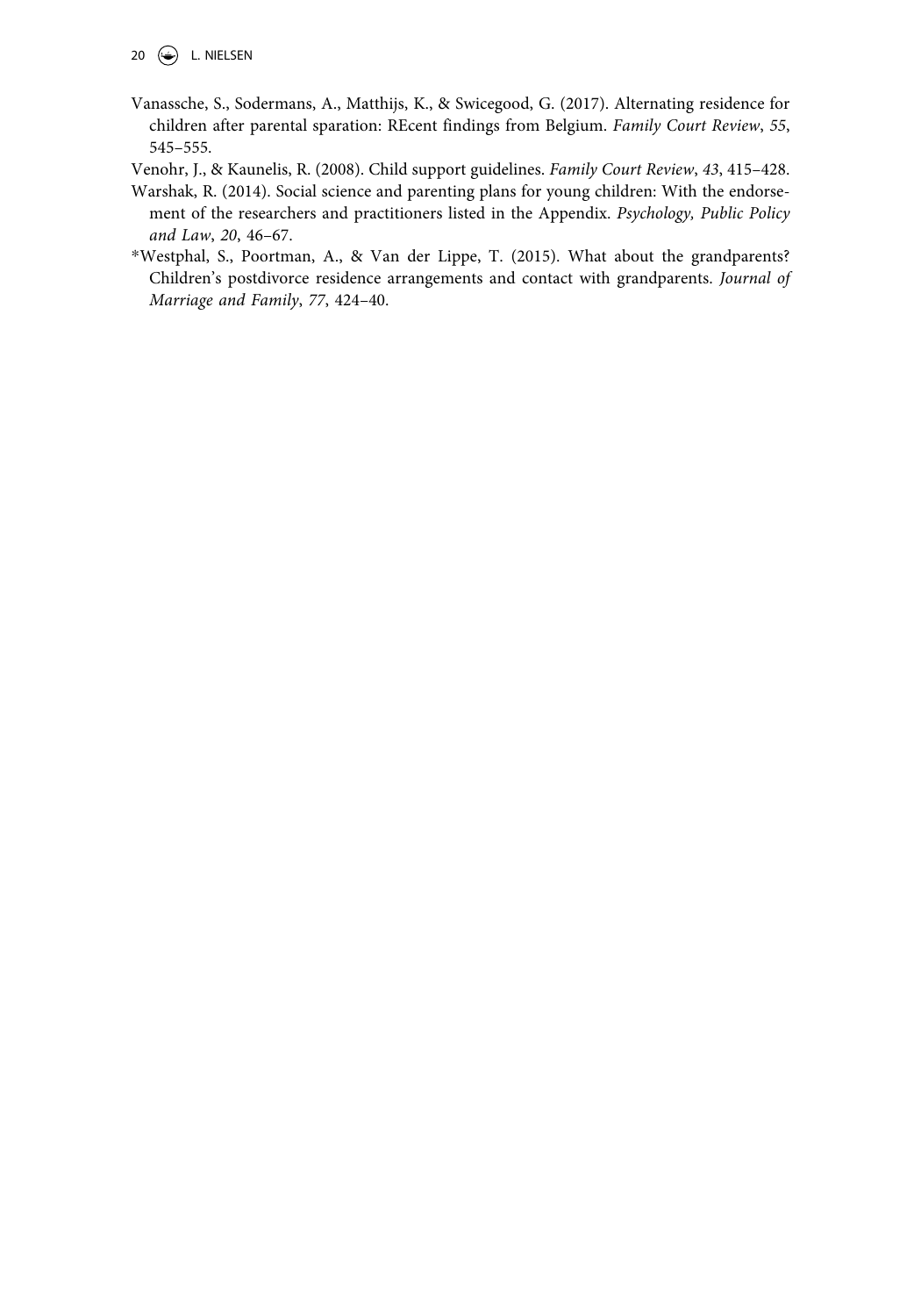Vanassche, S., Sodermans, A., Matthijs, K., & Swicegood, G. (2017). Alternating residence for children after parental sparation: REcent findings from Belgium. *Family Court Review*, *55*, 545–555.

Venohr, J., & Kaunelis, R. (2008). Child support guidelines. *Family Court Review*, *43*, 415–428.

Warshak, R. (2014). Social science and parenting plans for young children: With the endorsement of the researchers and practitioners listed in the Appendix. *Psychology, Public Policy and Law*, *20*, 46–67.

*Westphal, S., Poortman, A., & Van der Lippe, T. (2015). What about the grandparents? Children's postdivorce residence arrangements and contact with grandparents. *Journal of Marriage and Family*, *77*, 424–40.